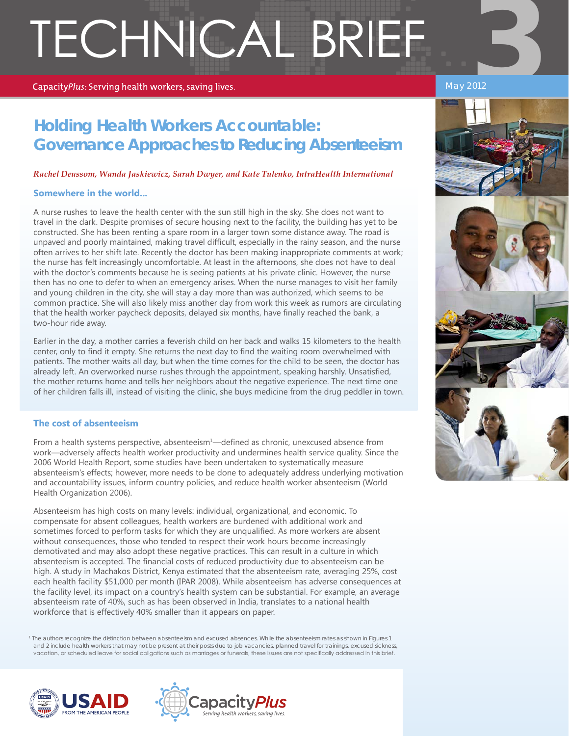# TECHNICAL BRIEF 3

CapacityPlus: Serving health workers, saving lives.

May 2012

## Holding Health Workers Accountable: Governance Approaches to Reducing Absenteeism

*Rachel Deussom, Wanda Jaskiewicz, Sarah Dwyer, and Kate Tulenko, IntraHealth International*

### Somewhere in the world...

A nurse rushes to leave the health center with the sun still high in the sky. She does not want to travel in the dark. Despite promises of secure housing next to the facility, the building has yet to be constructed. She has been renting a spare room in a larger town some distance away. The road is unpaved and poorly maintained, making travel difficult, especially in the rainy season, and the nurse often arrives to her shift late. Recently the doctor has been making inappropriate comments at work; the nurse has felt increasingly uncomfortable. At least in the afternoons, she does not have to deal with the doctor's comments because he is seeing patients at his private clinic. However, the nurse then has no one to defer to when an emergency arises. When the nurse manages to visit her family and young children in the city, she will stay a day more than was authorized, which seems to be common practice. She will also likely miss another day from work this week as rumors are circulating that the health worker paycheck deposits, delayed six months, have finally reached the bank, a two-hour ride away.

Earlier in the day, a mother carries a feverish child on her back and walks 15 kilometers to the health center, only to find it empty. She returns the next day to find the waiting room overwhelmed with patients. The mother waits all day, but when the time comes for the child to be seen, the doctor has already left. An overworked nurse rushes through the appointment, speaking harshly. Unsatisfied, the mother returns home and tells her neighbors about the negative experience. The next time one of her children falls ill, instead of visiting the clinic, she buys medicine from the drug peddler in town.

### The cost of absenteeism

From a health systems perspective, absenteeism[1]—defined as chronic, unexcused absence from work—adversely affects health worker productivity and undermines health service quality. Since the 2006 World Health Report, some studies have been undertaken to systematically measure absenteeism's effects; however, more needs to be done to adequately address underlying motivation and accountability issues, inform country policies, and reduce health worker absenteeism (World Health Organization 2006).

Absenteeism has high costs on many levels: individual, organizational, and economic. To compensate for absent colleagues, health workers are burdened with additional work and sometimes forced to perform tasks for which they are unqualified. As more workers are absent without consequences, those who tended to respect their work hours become increasingly demotivated and may also adopt these negative practices. This can result in a culture in which absenteeism is accepted. The financial costs of reduced productivity due to absenteeism can be high. A study in Machakos District, Kenya estimated that the absenteeism rate, averaging 25%, cost each health facility $51,000 per month (IPAR 2008). While absenteeism has adverse consequences at the facility level, its impact on a country's health system can be substantial. For example, an average absenteeism rate of 40%, such as has been observed in India, translates to a national health workforce that is effectively 40% smaller than it appears on paper.

[1] The authors recognize the distinction between absenteeism and excused absences. While the absenteeism rates as shown in Figures 1 and 2 include health workers that may not be present at their posts due to job vacancies, planned travel for trainings, excused sickness, vacation, or scheduled leave for social obligations such as marriages or funerals, these issues are not specifically addressed in this brief.

USAID FROM THE AMERICAN PEOPLE

CapacityPlus — Serving health workers, saving lives.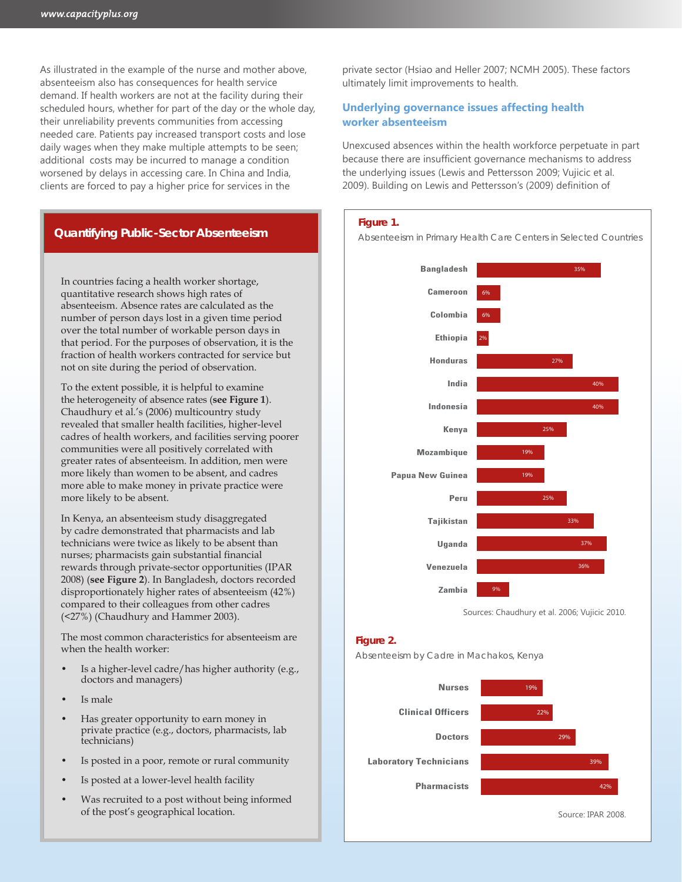As illustrated in the example of the nurse and mother above, absenteeism also has consequences for health service demand. If health workers are not at the facility during their scheduled hours, whether for part of the day or the whole day, their unreliability prevents communities from accessing needed care. Patients pay increased transport costs and lose daily wages when they make multiple attempts to be seen; additional costs may be incurred to manage a condition worsened by delays in accessing care. In China and India, clients are forced to pay a higher price for services in the private sector (Hsiao and Heller 2007; NCMH 2005). These factors ultimately limit improvements to health.

## Quantifying Public-Sector Absenteeism

In countries facing a health worker shortage, quantitative research shows high rates of absenteeism. Absence rates are calculated as the number of person days lost in a given time period over the total number of workable person days in that period. For the purposes of observation, it is the fraction of health workers contracted for service but not on site during the period of observation.

To the extent possible, it is helpful to examine the heterogeneity of absence rates (**see Figure 1**). Chaudhury et al.'s (2006) multicountry study revealed that smaller health facilities, higher-level cadres of health workers, and facilities serving poorer communities were all positively correlated with greater rates of absenteeism. In addition, men were more likely than women to be absent, and cadres more able to make money in private practice were more likely to be absent.

In Kenya, an absenteeism study disaggregated by cadre demonstrated that pharmacists and lab technicians were twice as likely to be absent than nurses; pharmacists gain substantial financial rewards through private-sector opportunities (IPAR 2008) (**see Figure 2**). In Bangladesh, doctors recorded disproportionately higher rates of absenteeism (42%) compared to their colleagues from other cadres (<27%) (Chaudhury and Hammer 2003).

The most common characteristics for absenteeism are when the health worker:

- Is a higher-level cadre/has higher authority (e.g., doctors and managers)
- Is male
- Has greater opportunity to earn money in private practice (e.g., doctors, pharmacists, lab technicians)
- Is posted in a poor, remote or rural community
- Is posted at a lower-level health facility
- Was recruited to a post without being informed of the post's geographical location.

## Underlying governance issues affecting health worker absenteeism

Unexcused absences within the health workforce perpetuate in part because there are insufficient governance mechanisms to address the underlying issues (Lewis and Pettersson 2009; Vujicic et al. 2009). Building on Lewis and Pettersson's (2009) definition of

**Figure 1.**

Absenteeism in Primary Health Care Centers in Selected Countries

| Country | Absenteeism |
|---|---|
| Bangladesh | 35% |
| Cameroon | 6% |
| Colombia | 6% |
| Ethiopia | 2% |
| Honduras | 27% |
| India | 40% |
| Indonesia | 40% |
| Kenya | 25% |
| Mozambique | 19% |
| Papua New Guinea | 19% |
| Peru | 25% |
| Tajikistan | 33% |
| Uganda | 37% |
| Venezuela | 36% |
| Zambia | 9% |

Sources: Chaudhury et al. 2006; Vujicic 2010.

**Figure 2.**

Absenteeism by Cadre in Machakos, Kenya

| Cadre | Absenteeism |
|---|---|
| Nurses | 19% |
| Clinical Officers | 22% |
| Doctors | 29% |
| Laboratory Technicians | 39% |
| Pharmacists | 42% |

Source: IPAR 2008.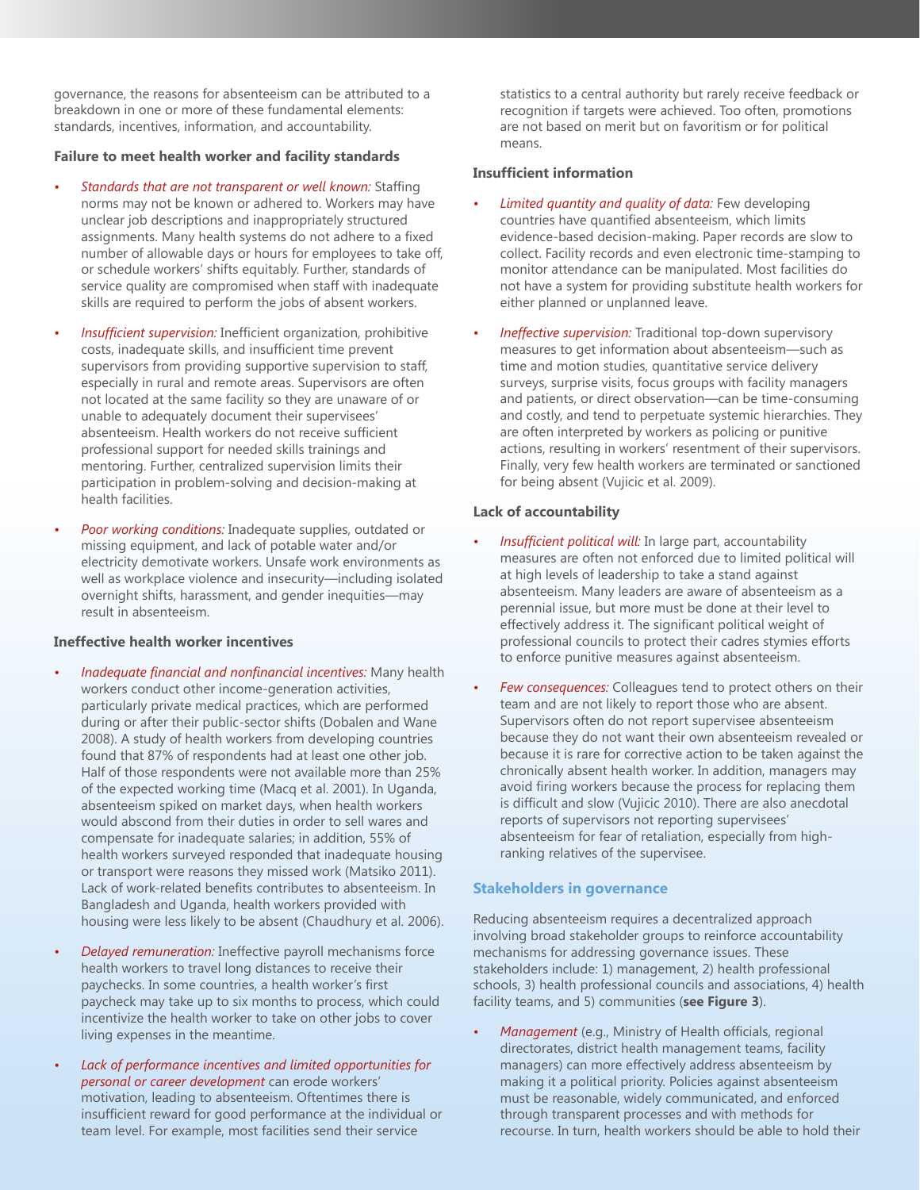governance, the reasons for absenteeism can be attributed to a breakdown in one or more of these fundamental elements: standards, incentives, information, and accountability.

**Failure to meet health worker and facility standards**

- *Standards that are not transparent or well known:* Staffing norms may not be known or adhered to. Workers may have unclear job descriptions and inappropriately structured assignments. Many health systems do not adhere to a fixed number of allowable days or hours for employees to take off, or schedule workers' shifts equitably. Further, standards of service quality are compromised when staff with inadequate skills are required to perform the jobs of absent workers.
- *Insufficient supervision:* Inefficient organization, prohibitive costs, inadequate skills, and insufficient time prevent supervisors from providing supportive supervision to staff, especially in rural and remote areas. Supervisors are often not located at the same facility so they are unaware of or unable to adequately document their supervisees' absenteeism. Health workers do not receive sufficient professional support for needed skills trainings and mentoring. Further, centralized supervision limits their participation in problem-solving and decision-making at health facilities.
- *Poor working conditions:* Inadequate supplies, outdated or missing equipment, and lack of potable water and/or electricity demotivate workers. Unsafe work environments as well as workplace violence and insecurity—including isolated overnight shifts, harassment, and gender inequities—may result in absenteeism.

**Ineffective health worker incentives**

- *Inadequate financial and nonfinancial incentives:* Many health workers conduct other income-generation activities, particularly private medical practices, which are performed during or after their public-sector shifts (Dobalen and Wane 2008). A study of health workers from developing countries found that 87% of respondents had at least one other job. Half of those respondents were not available more than 25% of the expected working time (Macq et al. 2001). In Uganda, absenteeism spiked on market days, when health workers would abscond from their duties in order to sell wares and compensate for inadequate salaries; in addition, 55% of health workers surveyed responded that inadequate housing or transport were reasons they missed work (Matsiko 2011). Lack of work-related benefits contributes to absenteeism. In Bangladesh and Uganda, health workers provided with housing were less likely to be absent (Chaudhury et al. 2006).
- *Delayed remuneration:* Ineffective payroll mechanisms force health workers to travel long distances to receive their paychecks. In some countries, a health worker's first paycheck may take up to six months to process, which could incentivize the health worker to take on other jobs to cover living expenses in the meantime.
- *Lack of performance incentives and limited opportunities for personal or career development* can erode workers' motivation, leading to absenteeism. Oftentimes there is insufficient reward for good performance at the individual or team level. For example, most facilities send their service statistics to a central authority but rarely receive feedback or recognition if targets were achieved. Too often, promotions are not based on merit but on favoritism or for political means.

**Insufficient information**

- *Limited quantity and quality of data:* Few developing countries have quantified absenteeism, which limits evidence-based decision-making. Paper records are slow to collect. Facility records and even electronic time-stamping to monitor attendance can be manipulated. Most facilities do not have a system for providing substitute health workers for either planned or unplanned leave.
- *Ineffective supervision:* Traditional top-down supervisory measures to get information about absenteeism—such as time and motion studies, quantitative service delivery surveys, surprise visits, focus groups with facility managers and patients, or direct observation—can be time-consuming and costly, and tend to perpetuate systemic hierarchies. They are often interpreted by workers as policing or punitive actions, resulting in workers' resentment of their supervisors. Finally, very few health workers are terminated or sanctioned for being absent (Vujicic et al. 2009).

**Lack of accountability**

- *Insufficient political will:* In large part, accountability measures are often not enforced due to limited political will at high levels of leadership to take a stand against absenteeism. Many leaders are aware of absenteeism as a perennial issue, but more must be done at their level to effectively address it. The significant political weight of professional councils to protect their cadres stymies efforts to enforce punitive measures against absenteeism.
- *Few consequences:* Colleagues tend to protect others on their team and are not likely to report those who are absent. Supervisors often do not report supervisee absenteeism because they do not want their own absenteeism revealed or because it is rare for corrective action to be taken against the chronically absent health worker. In addition, managers may avoid firing workers because the process for replacing them is difficult and slow (Vujicic 2010). There are also anecdotal reports of supervisors not reporting supervisees' absenteeism for fear of retaliation, especially from high-ranking relatives of the supervisee.

### Stakeholders in governance

Reducing absenteeism requires a decentralized approach involving broad stakeholder groups to reinforce accountability mechanisms for addressing governance issues. These stakeholders include: 1) management, 2) health professional schools, 3) health professional councils and associations, 4) health facility teams, and 5) communities (**see Figure 3**).

- *Management* (e.g., Ministry of Health officials, regional directorates, district health management teams, facility managers) can more effectively address absenteeism by making it a political priority. Policies against absenteeism must be reasonable, widely communicated, and enforced through transparent processes and with methods for recourse. In turn, health workers should be able to hold their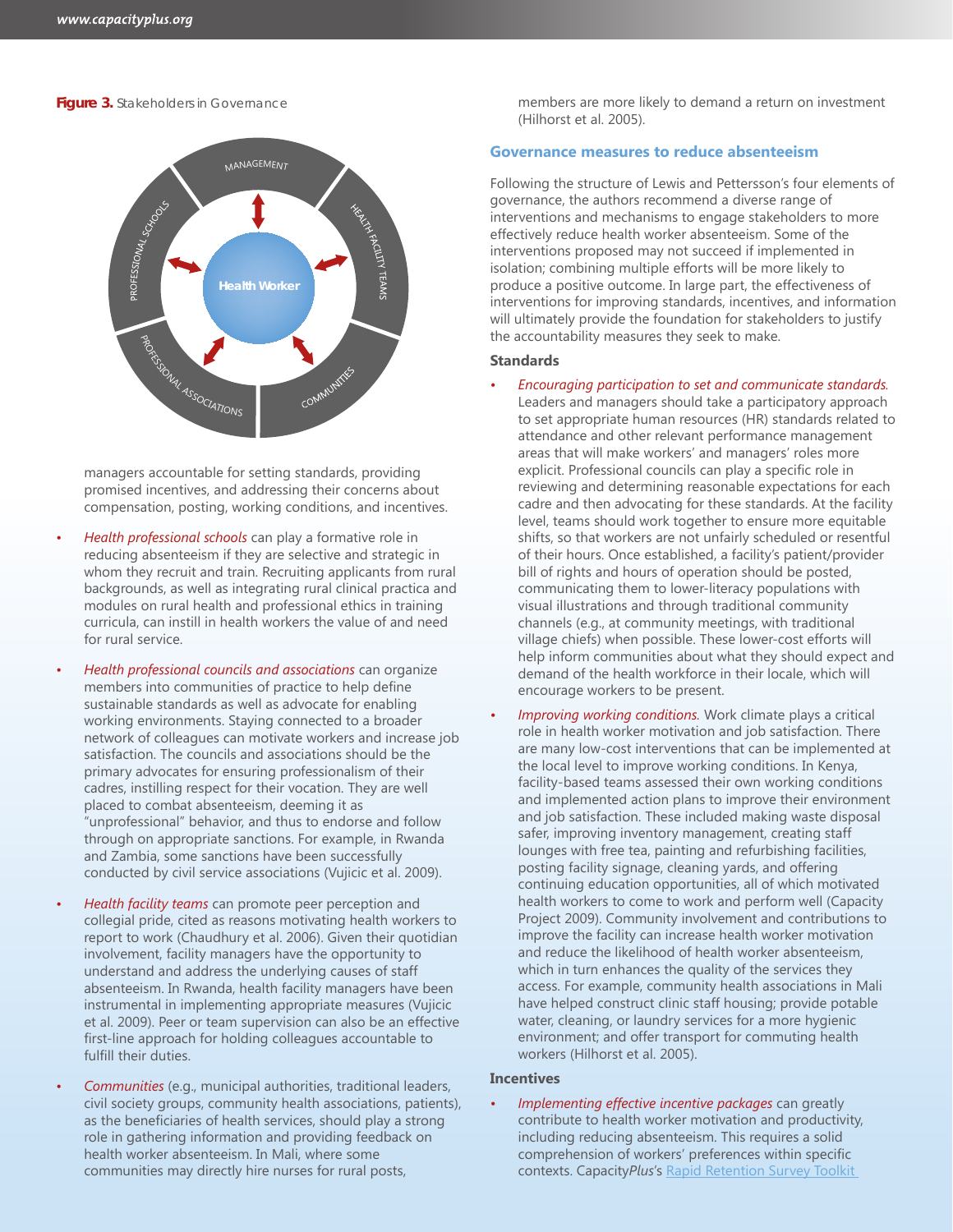**Figure 3.** Stakeholders in Governance

managers accountable for setting standards, providing promised incentives, and addressing their concerns about compensation, posting, working conditions, and incentives.

- *Health professional schools* can play a formative role in reducing absenteeism if they are selective and strategic in whom they recruit and train. Recruiting applicants from rural backgrounds, as well as integrating rural clinical practica and modules on rural health and professional ethics in training curricula, can instill in health workers the value of and need for rural service.
- *Health professional councils and associations* can organize members into communities of practice to help define sustainable standards as well as advocate for enabling working environments. Staying connected to a broader network of colleagues can motivate workers and increase job satisfaction. The councils and associations should be the primary advocates for ensuring professionalism of their cadres, instilling respect for their vocation. They are well placed to combat absenteeism, deeming it as "unprofessional" behavior, and thus to endorse and follow through on appropriate sanctions. For example, in Rwanda and Zambia, some sanctions have been successfully conducted by civil service associations (Vujicic et al. 2009).
- *Health facility teams* can promote peer perception and collegial pride, cited as reasons motivating health workers to report to work (Chaudhury et al. 2006). Given their quotidian involvement, facility managers have the opportunity to understand and address the underlying causes of staff absenteeism. In Rwanda, health facility managers have been instrumental in implementing appropriate measures (Vujicic et al. 2009). Peer or team supervision can also be an effective first-line approach for holding colleagues accountable to fulfill their duties.
- *Communities* (e.g., municipal authorities, traditional leaders, civil society groups, community health associations, patients), as the beneficiaries of health services, should play a strong role in gathering information and providing feedback on health worker absenteeism. In Mali, where some communities may directly hire nurses for rural posts, members are more likely to demand a return on investment (Hilhorst et al. 2005).

## Governance measures to reduce absenteeism

Following the structure of Lewis and Pettersson's four elements of governance, the authors recommend a diverse range of interventions and mechanisms to engage stakeholders to more effectively reduce health worker absenteeism. Some of the interventions proposed may not succeed if implemented in isolation; combining multiple efforts will be more likely to produce a positive outcome. In large part, the effectiveness of interventions for improving standards, incentives, and information will ultimately provide the foundation for stakeholders to justify the accountability measures they seek to make.

### Standards

- *Encouraging participation to set and communicate standards.* Leaders and managers should take a participatory approach to set appropriate human resources (HR) standards related to attendance and other relevant performance management areas that will make workers' and managers' roles more explicit. Professional councils can play a specific role in reviewing and determining reasonable expectations for each cadre and then advocating for these standards. At the facility level, teams should work together to ensure more equitable shifts, so that workers are not unfairly scheduled or resentful of their hours. Once established, a facility's patient/provider bill of rights and hours of operation should be posted, communicating them to lower-literacy populations with visual illustrations and through traditional community channels (e.g., at community meetings, with traditional village chiefs) when possible. These lower-cost efforts will help inform communities about what they should expect and demand of the health workforce in their locale, which will encourage workers to be present.
- *Improving working conditions.* Work climate plays a critical role in health worker motivation and job satisfaction. There are many low-cost interventions that can be implemented at the local level to improve working conditions. In Kenya, facility-based teams assessed their own working conditions and implemented action plans to improve their environment and job satisfaction. These included making waste disposal safer, improving inventory management, creating staff lounges with free tea, painting and refurbishing facilities, posting facility signage, cleaning yards, and offering continuing education opportunities, all of which motivated health workers to come to work and perform well (Capacity Project 2009). Community involvement and contributions to improve the facility can increase health worker motivation and reduce the likelihood of health worker absenteeism, which in turn enhances the quality of the services they access. For example, community health associations in Mali have helped construct clinic staff housing; provide potable water, cleaning, or laundry services for a more hygienic environment; and offer transport for commuting health workers (Hilhorst et al. 2005).

### Incentives

- *Implementing effective incentive packages* can greatly contribute to health worker motivation and productivity, including reducing absenteeism. This requires a solid comprehension of workers' preferences within specific contexts. Capacity*Plus*'s Rapid Retention Survey Toolkit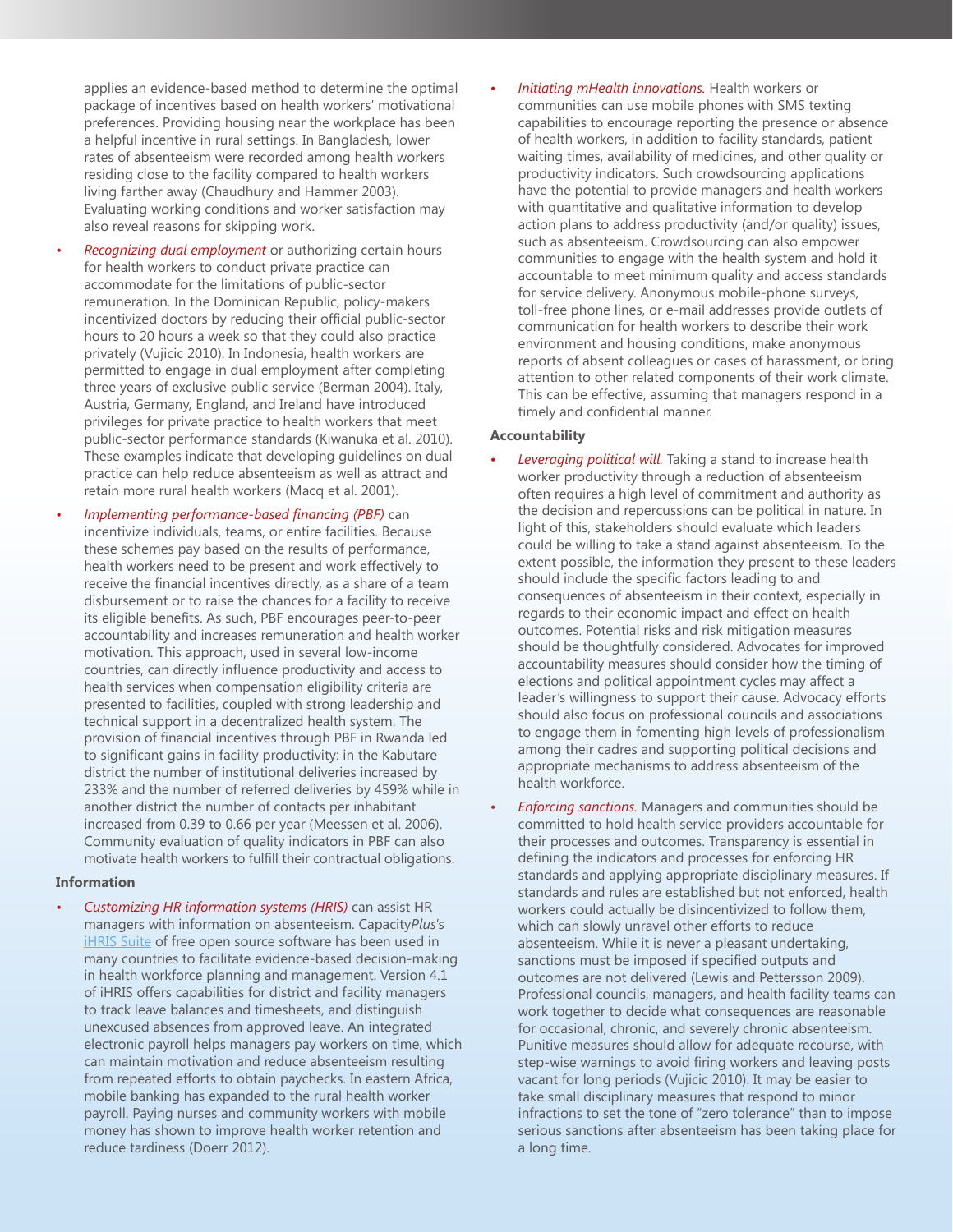applies an evidence-based method to determine the optimal package of incentives based on health workers' motivational preferences. Providing housing near the workplace has been a helpful incentive in rural settings. In Bangladesh, lower rates of absenteeism were recorded among health workers residing close to the facility compared to health workers living farther away (Chaudhury and Hammer 2003). Evaluating working conditions and worker satisfaction may also reveal reasons for skipping work.

- *Recognizing dual employment* or authorizing certain hours for health workers to conduct private practice can accommodate for the limitations of public-sector remuneration. In the Dominican Republic, policy-makers incentivized doctors by reducing their official public-sector hours to 20 hours a week so that they could also practice privately (Vujicic 2010). In Indonesia, health workers are permitted to engage in dual employment after completing three years of exclusive public service (Berman 2004). Italy, Austria, Germany, England, and Ireland have introduced privileges for private practice to health workers that meet public-sector performance standards (Kiwanuka et al. 2010). These examples indicate that developing guidelines on dual practice can help reduce absenteeism as well as attract and retain more rural health workers (Macq et al. 2001).
- *Implementing performance-based financing (PBF)* can incentivize individuals, teams, or entire facilities. Because these schemes pay based on the results of performance, health workers need to be present and work effectively to receive the financial incentives directly, as a share of a team disbursement or to raise the chances for a facility to receive its eligible benefits. As such, PBF encourages peer-to-peer accountability and increases remuneration and health worker motivation. This approach, used in several low-income countries, can directly influence productivity and access to health services when compensation eligibility criteria are presented to facilities, coupled with strong leadership and technical support in a decentralized health system. The provision of financial incentives through PBF in Rwanda led to significant gains in facility productivity: in the Kabutare district the number of institutional deliveries increased by 233% and the number of referred deliveries by 459% while in another district the number of contacts per inhabitant increased from 0.39 to 0.66 per year (Meessen et al. 2006). Community evaluation of quality indicators in PBF can also motivate health workers to fulfill their contractual obligations.

**Information**

- *Customizing HR information systems (HRIS)* can assist HR managers with information on absenteeism. Capacity*Plus*'s iHRIS Suite of free open source software has been used in many countries to facilitate evidence-based decision-making in health workforce planning and management. Version 4.1 of iHRIS offers capabilities for district and facility managers to track leave balances and timesheets, and distinguish unexcused absences from approved leave. An integrated electronic payroll helps managers pay workers on time, which can maintain motivation and reduce absenteeism resulting from repeated efforts to obtain paychecks. In eastern Africa, mobile banking has expanded to the rural health worker payroll. Paying nurses and community workers with mobile money has shown to improve health worker retention and reduce tardiness (Doerr 2012).
- *Initiating mHealth innovations.* Health workers or communities can use mobile phones with SMS texting capabilities to encourage reporting the presence or absence of health workers, in addition to facility standards, patient waiting times, availability of medicines, and other quality or productivity indicators. Such crowdsourcing applications have the potential to provide managers and health workers with quantitative and qualitative information to develop action plans to address productivity (and/or quality) issues, such as absenteeism. Crowdsourcing can also empower communities to engage with the health system and hold it accountable to meet minimum quality and access standards for service delivery. Anonymous mobile-phone surveys, toll-free phone lines, or e-mail addresses provide outlets of communication for health workers to describe their work environment and housing conditions, make anonymous reports of absent colleagues or cases of harassment, or bring attention to other related components of their work climate. This can be effective, assuming that managers respond in a timely and confidential manner.

**Accountability**

- *Leveraging political will.* Taking a stand to increase health worker productivity through a reduction of absenteeism often requires a high level of commitment and authority as the decision and repercussions can be political in nature. In light of this, stakeholders should evaluate which leaders could be willing to take a stand against absenteeism. To the extent possible, the information they present to these leaders should include the specific factors leading to and consequences of absenteeism in their context, especially in regards to their economic impact and effect on health outcomes. Potential risks and risk mitigation measures should be thoughtfully considered. Advocates for improved accountability measures should consider how the timing of elections and political appointment cycles may affect a leader's willingness to support their cause. Advocacy efforts should also focus on professional councils and associations to engage them in fomenting high levels of professionalism among their cadres and supporting political decisions and appropriate mechanisms to address absenteeism of the health workforce.
- *Enforcing sanctions.* Managers and communities should be committed to hold health service providers accountable for their processes and outcomes. Transparency is essential in defining the indicators and processes for enforcing HR standards and applying appropriate disciplinary measures. If standards and rules are established but not enforced, health workers could actually be disincentivized to follow them, which can slowly unravel other efforts to reduce absenteeism. While it is never a pleasant undertaking, sanctions must be imposed if specified outputs and outcomes are not delivered (Lewis and Pettersson 2009). Professional councils, managers, and health facility teams can work together to decide what consequences are reasonable for occasional, chronic, and severely chronic absenteeism. Punitive measures should allow for adequate recourse, with step-wise warnings to avoid firing workers and leaving posts vacant for long periods (Vujicic 2010). It may be easier to take small disciplinary measures that respond to minor infractions to set the tone of "zero tolerance" than to impose serious sanctions after absenteeism has been taking place for a long time.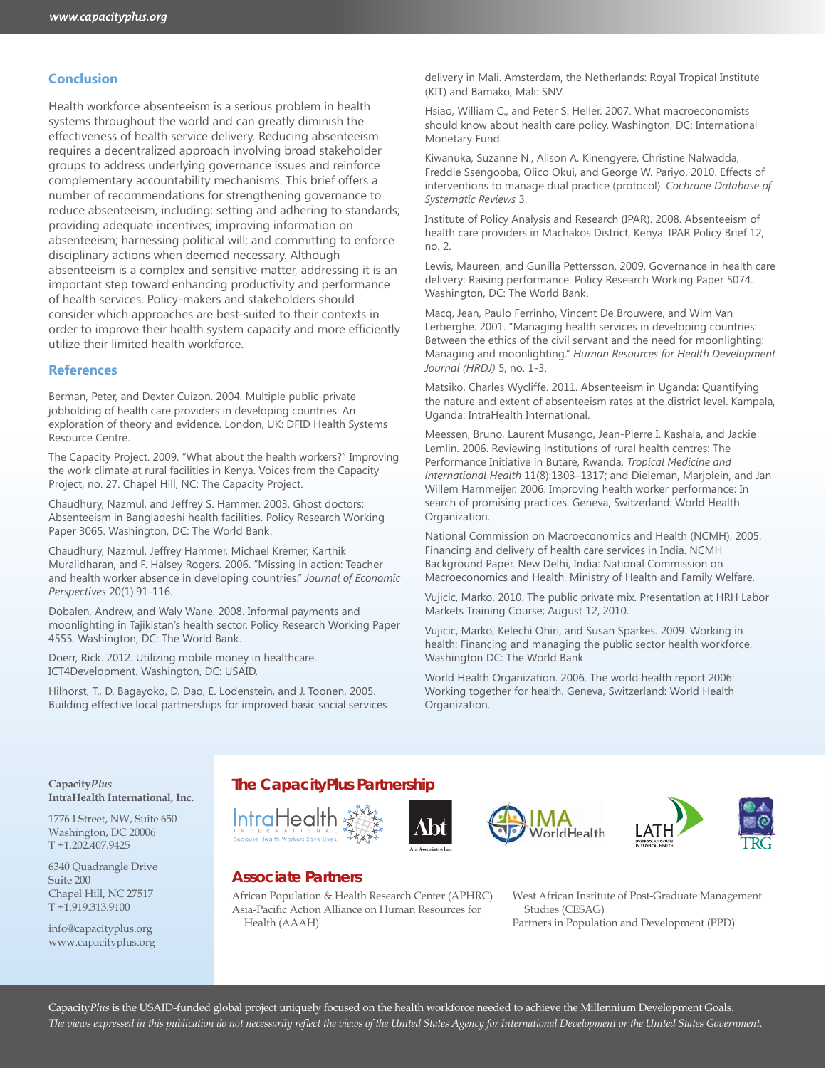## Conclusion

Health workforce absenteeism is a serious problem in health systems throughout the world and can greatly diminish the effectiveness of health service delivery. Reducing absenteeism requires a decentralized approach involving broad stakeholder groups to address underlying governance issues and reinforce complementary accountability mechanisms. This brief offers a number of recommendations for strengthening governance to reduce absenteeism, including: setting and adhering to standards; providing adequate incentives; improving information on absenteeism; harnessing political will; and committing to enforce disciplinary actions when deemed necessary. Although absenteeism is a complex and sensitive matter, addressing it is an important step toward enhancing productivity and performance of health services. Policy-makers and stakeholders should consider which approaches are best-suited to their contexts in order to improve their health system capacity and more efficiently utilize their limited health workforce.

## References

Berman, Peter, and Dexter Cuizon. 2004. Multiple public-private jobholding of health care providers in developing countries: An exploration of theory and evidence. London, UK: DFID Health Systems Resource Centre.

The Capacity Project. 2009. "What about the health workers?" Improving the work climate at rural facilities in Kenya. Voices from the Capacity Project, no. 27. Chapel Hill, NC: The Capacity Project.

Chaudhury, Nazmul, and Jeffrey S. Hammer. 2003. Ghost doctors: Absenteeism in Bangladeshi health facilities. Policy Research Working Paper 3065. Washington, DC: The World Bank.

Chaudhury, Nazmul, Jeffrey Hammer, Michael Kremer, Karthik Muralidharan, and F. Halsey Rogers. 2006. "Missing in action: Teacher and health worker absence in developing countries." *Journal of Economic Perspectives* 20(1):91-116.

Dobalen, Andrew, and Waly Wane. 2008. Informal payments and moonlighting in Tajikistan's health sector. Policy Research Working Paper 4555. Washington, DC: The World Bank.

Doerr, Rick. 2012. Utilizing mobile money in healthcare. ICT4Development. Washington, DC: USAID.

Hilhorst, T., D. Bagayoko, D. Dao, E. Lodenstein, and J. Toonen. 2005. Building effective local partnerships for improved basic social services delivery in Mali. Amsterdam, the Netherlands: Royal Tropical Institute (KIT) and Bamako, Mali: SNV.

Hsiao, William C., and Peter S. Heller. 2007. What macroeconomists should know about health care policy. Washington, DC: International Monetary Fund.

Kiwanuka, Suzanne N., Alison A. Kinengyere, Christine Nalwadda, Freddie Ssengooba, Olico Okui, and George W. Pariyo. 2010. Effects of interventions to manage dual practice (protocol). *Cochrane Database of Systematic Reviews* 3.

Institute of Policy Analysis and Research (IPAR). 2008. Absenteeism of health care providers in Machakos District, Kenya. IPAR Policy Brief 12, no. 2.

Lewis, Maureen, and Gunilla Pettersson. 2009. Governance in health care delivery: Raising performance. Policy Research Working Paper 5074. Washington, DC: The World Bank.

Macq, Jean, Paulo Ferrinho, Vincent De Brouwere, and Wim Van Lerberghe. 2001. "Managing health services in developing countries: Between the ethics of the civil servant and the need for moonlighting: Managing and moonlighting." *Human Resources for Health Development Journal (HRDJ)* 5, no. 1-3.

Matsiko, Charles Wycliffe. 2011. Absenteeism in Uganda: Quantifying the nature and extent of absenteeism rates at the district level. Kampala, Uganda: IntraHealth International.

Meessen, Bruno, Laurent Musango, Jean-Pierre I. Kashala, and Jackie Lemlin. 2006. Reviewing institutions of rural health centres: The Performance Initiative in Butare, Rwanda. *Tropical Medicine and International Health* 11(8):1303–1317; and Dieleman, Marjolein, and Jan Willem Harnmeijer. 2006. Improving health worker performance: In search of promising practices. Geneva, Switzerland: World Health Organization.

National Commission on Macroeconomics and Health (NCMH). 2005. Financing and delivery of health care services in India. NCMH Background Paper. New Delhi, India: National Commission on Macroeconomics and Health, Ministry of Health and Family Welfare.

Vujicic, Marko. 2010. The public private mix. Presentation at HRH Labor Markets Training Course; August 12, 2010.

Vujicic, Marko, Kelechi Ohiri, and Susan Sparkes. 2009. Working in health: Financing and managing the public sector health workforce. Washington DC: The World Bank.

World Health Organization. 2006. The world health report 2006: Working together for health. Geneva, Switzerland: World Health Organization.

**Capacity*Plus***
**IntraHealth International, Inc.**

1776 I Street, NW, Suite 650
Washington, DC 20006
T +1.202.407.9425

6340 Quadrangle Drive
Suite 200
Chapel Hill, NC 27517
T +1.919.313.9100

info@capacityplus.org
www.capacityplus.org

### The CapacityPlus Partnership

IntraHealth International — Because Health Workers Save Lives.
Abt Associates Inc.
IMA WorldHealth
LATH Liverpool Associates in Tropical Health
TRG

### Associate Partners

African Population & Health Research Center (APHRC)
Asia-Pacific Action Alliance on Human Resources for Health (AAAH)
West African Institute of Post-Graduate Management Studies (CESAG)
Partners in Population and Development (PPD)

Capacity*Plus* is the USAID-funded global project uniquely focused on the health workforce needed to achieve the Millennium Development Goals.
*The views expressed in this publication do not necessarily reflect the views of the United States Agency for International Development or the United States Government.*